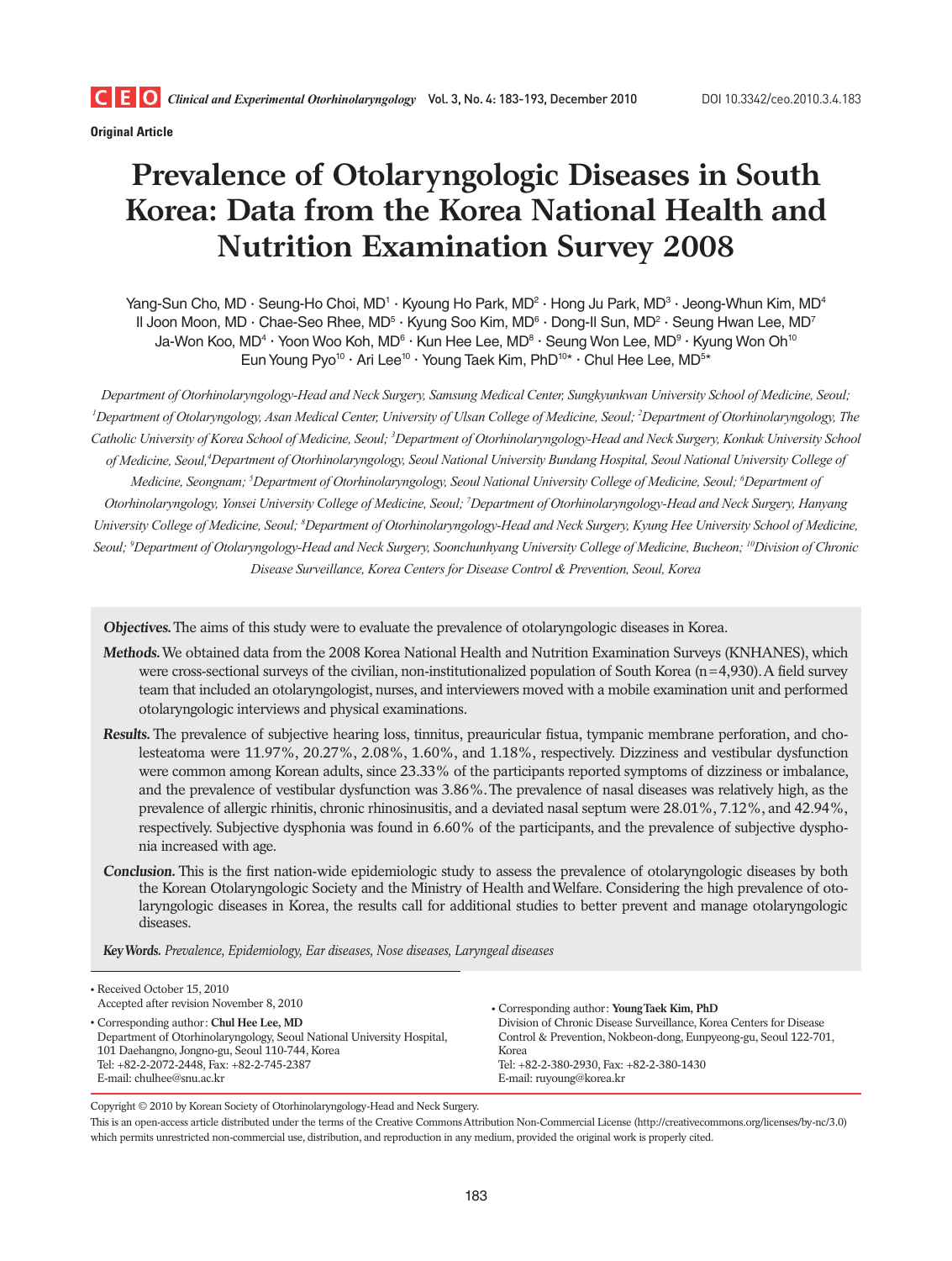**Original Article**

# Prevalence of Otolaryngologic Diseases in South Korea: Data from the Korea National Health and Nutrition Examination Survey 2008

Yang-Sun Cho, MD · Seung-Ho Choi, MD[1] · Kyoung Ho Park, MD[2] · Hong Ju Park, MD[3] · Jeong-Whun Kim, MD[4] · Il Joon Moon, MD · Chae-Seo Rhee, MD[5] · Kyung Soo Kim, MD[6] · Dong-Il Sun, MD[2] · Seung Hwan Lee, MD[7] · Ja-Won Koo, MD[4] · Yoon Woo Koh, MD[6] · Kun Hee Lee, MD[8] · Seung Won Lee, MD[9] · Kyung Won Oh[10] · Eun Young Pyo[10] · Ari Lee[10] · Young Taek Kim, PhD[10]* · Chul Hee Lee, MD[5]*

*Department of Otorhinolaryngology-Head and Neck Surgery, Samsung Medical Center, Sungkyunkwan University School of Medicine, Seoul; [1]Department of Otolaryngology, Asan Medical Center, University of Ulsan College of Medicine, Seoul; [2]Department of Otorhinolaryngology, The Catholic University of Korea School of Medicine, Seoul; [3]Department of Otorhinolaryngology-Head and Neck Surgery, Konkuk University School of Medicine, Seoul,[4]Department of Otorhinolaryngology, Seoul National University Bundang Hospital, Seoul National University College of Medicine, Seongnam; [5]Department of Otorhinolaryngology, Seoul National University College of Medicine, Seoul; [6]Department of Otorhinolaryngology, Yonsei University College of Medicine, Seoul; [7]Department of Otorhinolaryngology-Head and Neck Surgery, Hanyang University College of Medicine, Seoul; [8]Department of Otorhinolaryngology-Head and Neck Surgery, Kyung Hee University School of Medicine, Seoul; [9]Department of Otolaryngology-Head and Neck Surgery, Soonchunhyang University College of Medicine, Bucheon; [10]Division of Chronic Disease Surveillance, Korea Centers for Disease Control & Prevention, Seoul, Korea*

***Objectives.*** The aims of this study were to evaluate the prevalence of otolaryngologic diseases in Korea.

***Methods.*** We obtained data from the 2008 Korea National Health and Nutrition Examination Surveys (KNHANES), which were cross-sectional surveys of the civilian, non-institutionalized population of South Korea (n=4,930). A field survey team that included an otolaryngologist, nurses, and interviewers moved with a mobile examination unit and performed otolaryngologic interviews and physical examinations.

***Results.*** The prevalence of subjective hearing loss, tinnitus, preauricular fistua, tympanic membrane perforation, and cholesteatoma were 11.97%, 20.27%, 2.08%, 1.60%, and 1.18%, respectively. Dizziness and vestibular dysfunction were common among Korean adults, since 23.33% of the participants reported symptoms of dizziness or imbalance, and the prevalence of vestibular dysfunction was 3.86%. The prevalence of nasal diseases was relatively high, as the prevalence of allergic rhinitis, chronic rhinosinusitis, and a deviated nasal septum were 28.01%, 7.12%, and 42.94%, respectively. Subjective dysphonia was found in 6.60% of the participants, and the prevalence of subjective dysphonia increased with age.

***Conclusion.*** This is the first nation-wide epidemiologic study to assess the prevalence of otolaryngologic diseases by both the Korean Otolaryngologic Society and the Ministry of Health and Welfare. Considering the high prevalence of otolaryngologic diseases in Korea, the results call for additional studies to better prevent and manage otolaryngologic diseases.

***Key Words.*** *Prevalence, Epidemiology, Ear diseases, Nose diseases, Laryngeal diseases*

- Received October 15, 2010
  Accepted after revision November 8, 2010
- Corresponding author: **Chul Hee Lee, MD**
  Department of Otorhinolaryngology, Seoul National University Hospital, 101 Daehangno, Jongno-gu, Seoul 110-744, Korea
  Tel: +82-2-2072-2448, Fax: +82-2-745-2387
  E-mail: chulhee@snu.ac.kr
- Corresponding author: **Young Taek Kim, PhD**
  Division of Chronic Disease Surveillance, Korea Centers for Disease Control & Prevention, Nokbeon-dong, Eunpyeong-gu, Seoul 122-701, Korea
  Tel: +82-2-380-2930, Fax: +82-2-380-1430
  E-mail: ruyoung@korea.kr

Copyright © 2010 by Korean Society of Otorhinolaryngology-Head and Neck Surgery.
This is an open-access article distributed under the terms of the Creative Commons Attribution Non-Commercial License (http://creativecommons.org/licenses/by-nc/3.0) which permits unrestricted non-commercial use, distribution, and reproduction in any medium, provided the original work is properly cited.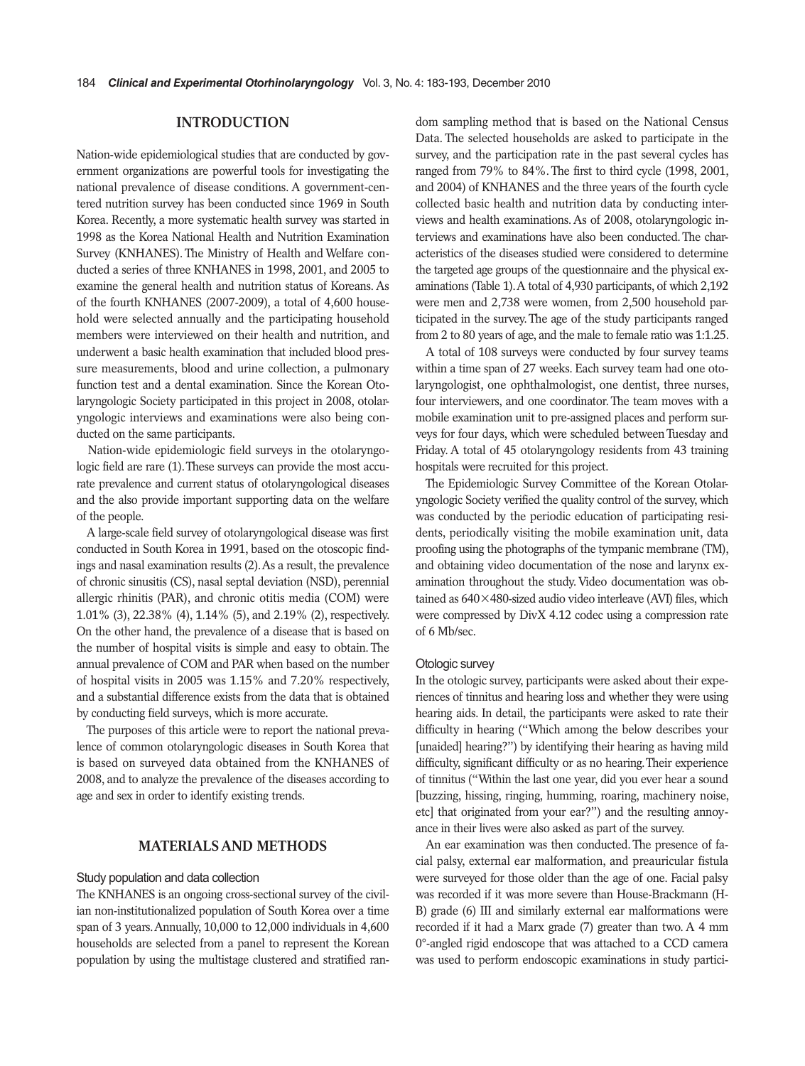## INTRODUCTION

Nation-wide epidemiological studies that are conducted by government organizations are powerful tools for investigating the national prevalence of disease conditions. A government-centered nutrition survey has been conducted since 1969 in South Korea. Recently, a more systematic health survey was started in 1998 as the Korea National Health and Nutrition Examination Survey (KNHANES). The Ministry of Health and Welfare conducted a series of three KNHANES in 1998, 2001, and 2005 to examine the general health and nutrition status of Koreans. As of the fourth KNHANES (2007-2009), a total of 4,600 household were selected annually and the participating household members were interviewed on their health and nutrition, and underwent a basic health examination that included blood pressure measurements, blood and urine collection, a pulmonary function test and a dental examination. Since the Korean Otolaryngologic Society participated in this project in 2008, otolaryngologic interviews and examinations were also being conducted on the same participants.

Nation-wide epidemiologic field surveys in the otolaryngologic field are rare (1). These surveys can provide the most accurate prevalence and current status of otolaryngological diseases and the also provide important supporting data on the welfare of the people.

A large-scale field survey of otolaryngological disease was first conducted in South Korea in 1991, based on the otoscopic findings and nasal examination results (2). As a result, the prevalence of chronic sinusitis (CS), nasal septal deviation (NSD), perennial allergic rhinitis (PAR), and chronic otitis media (COM) were 1.01% (3), 22.38% (4), 1.14% (5), and 2.19% (2), respectively. On the other hand, the prevalence of a disease that is based on the number of hospital visits is simple and easy to obtain. The annual prevalence of COM and PAR when based on the number of hospital visits in 2005 was 1.15% and 7.20% respectively, and a substantial difference exists from the data that is obtained by conducting field surveys, which is more accurate.

The purposes of this article were to report the national prevalence of common otolaryngologic diseases in South Korea that is based on surveyed data obtained from the KNHANES of 2008, and to analyze the prevalence of the diseases according to age and sex in order to identify existing trends.

## MATERIALS AND METHODS

### Study population and data collection

The KNHANES is an ongoing cross-sectional survey of the civilian non-institutionalized population of South Korea over a time span of 3 years. Annually, 10,000 to 12,000 individuals in 4,600 households are selected from a panel to represent the Korean population by using the multistage clustered and stratified random sampling method that is based on the National Census Data. The selected households are asked to participate in the survey, and the participation rate in the past several cycles has ranged from 79% to 84%. The first to third cycle (1998, 2001, and 2004) of KNHANES and the three years of the fourth cycle collected basic health and nutrition data by conducting interviews and health examinations. As of 2008, otolaryngologic interviews and examinations have also been conducted. The characteristics of the diseases studied were considered to determine the targeted age groups of the questionnaire and the physical examinations (Table 1). A total of 4,930 participants, of which 2,192 were men and 2,738 were women, from 2,500 household participated in the survey. The age of the study participants ranged from 2 to 80 years of age, and the male to female ratio was 1:1.25.

A total of 108 surveys were conducted by four survey teams within a time span of 27 weeks. Each survey team had one otolaryngologist, one ophthalmologist, one dentist, three nurses, four interviewers, and one coordinator. The team moves with a mobile examination unit to pre-assigned places and perform surveys for four days, which were scheduled between Tuesday and Friday. A total of 45 otolaryngology residents from 43 training hospitals were recruited for this project.

The Epidemiologic Survey Committee of the Korean Otolaryngologic Society verified the quality control of the survey, which was conducted by the periodic education of participating residents, periodically visiting the mobile examination unit, data proofing using the photographs of the tympanic membrane (TM), and obtaining video documentation of the nose and larynx examination throughout the study. Video documentation was obtained as 640×480-sized audio video interleave (AVI) files, which were compressed by DivX 4.12 codec using a compression rate of 6 Mb/sec.

### Otologic survey

In the otologic survey, participants were asked about their experiences of tinnitus and hearing loss and whether they were using hearing aids. In detail, the participants were asked to rate their difficulty in hearing ("Which among the below describes your [unaided] hearing?") by identifying their hearing as having mild difficulty, significant difficulty or as no hearing. Their experience of tinnitus ("Within the last one year, did you ever hear a sound [buzzing, hissing, ringing, humming, roaring, machinery noise, etc] that originated from your ear?") and the resulting annoyance in their lives were also asked as part of the survey.

An ear examination was then conducted. The presence of facial palsy, external ear malformation, and preauricular fistula were surveyed for those older than the age of one. Facial palsy was recorded if it was more severe than House-Brackmann (H-B) grade (6) III and similarly external ear malformations were recorded if it had a Marx grade (7) greater than two. A 4 mm 0°-angled rigid endoscope that was attached to a CCD camera was used to perform endoscopic examinations in study partici-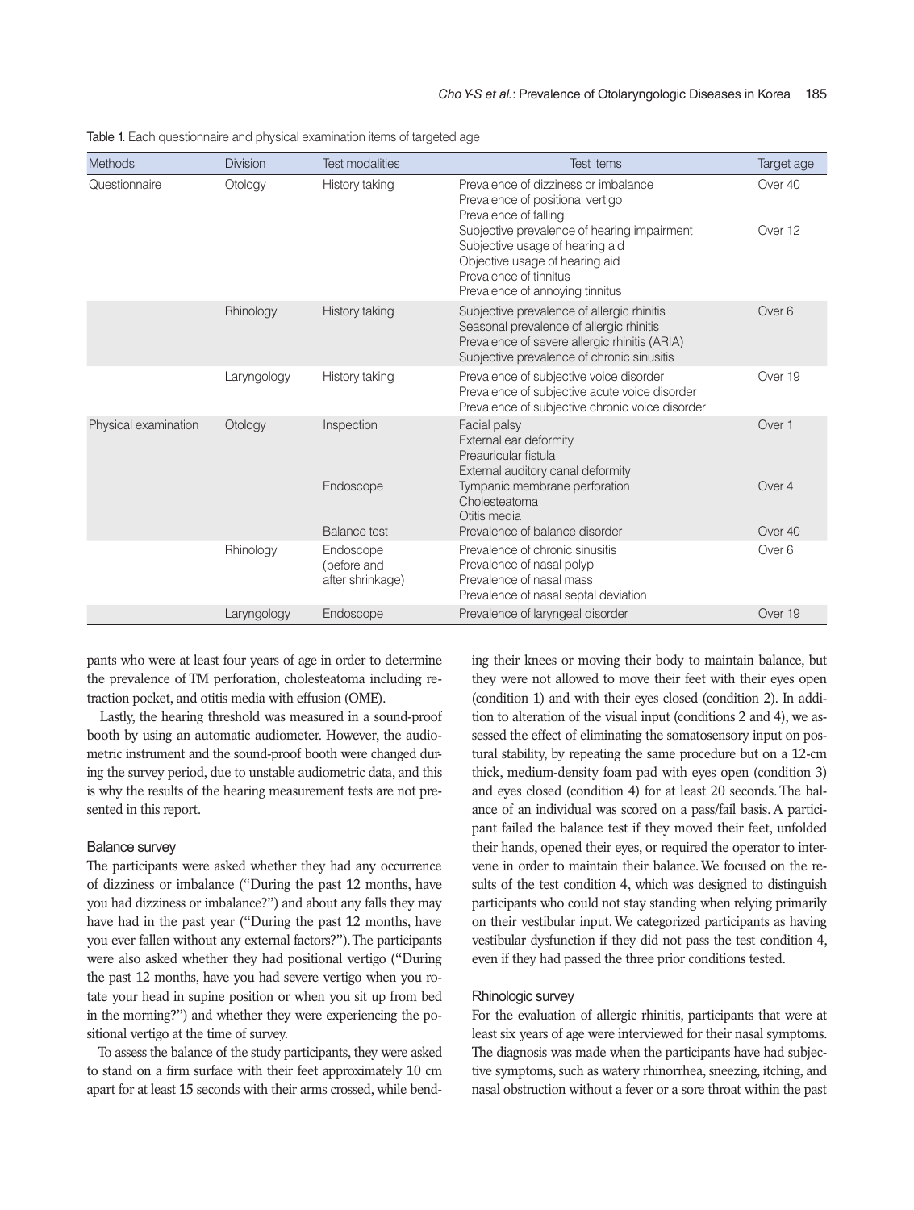Table 1. Each questionnaire and physical examination items of targeted age

| Methods | Division | Test modalities | Test items | Target age |
|---|---|---|---|---|
| Questionnaire | Otology | History taking | Prevalence of dizziness or imbalance<br>Prevalence of positional vertigo<br>Prevalence of falling | Over 40 |
| | | | Subjective prevalence of hearing impairment<br>Subjective usage of hearing aid<br>Objective usage of hearing aid<br>Prevalence of tinnitus<br>Prevalence of annoying tinnitus | Over 12 |
| | Rhinology | History taking | Subjective prevalence of allergic rhinitis<br>Seasonal prevalence of allergic rhinitis<br>Prevalence of severe allergic rhinitis (ARIA)<br>Subjective prevalence of chronic sinusitis | Over 6 |
| | Laryngology | History taking | Prevalence of subjective voice disorder<br>Prevalence of subjective acute voice disorder<br>Prevalence of subjective chronic voice disorder | Over 19 |
| Physical examination | Otology | Inspection | Facial palsy<br>External ear deformity<br>Preauricular fistula<br>External auditory canal deformity | Over 1 |
| | | Endoscope | Tympanic membrane perforation<br>Cholesteatoma<br>Otitis media | Over 4 |
| | | Balance test | Prevalence of balance disorder | Over 40 |
| | Rhinology | Endoscope (before and after shrinkage) | Prevalence of chronic sinusitis<br>Prevalence of nasal polyp<br>Prevalence of nasal mass<br>Prevalence of nasal septal deviation | Over 6 |
| | Laryngology | Endoscope | Prevalence of laryngeal disorder | Over 19 |

pants who were at least four years of age in order to determine the prevalence of TM perforation, cholesteatoma including retraction pocket, and otitis media with effusion (OME).

Lastly, the hearing threshold was measured in a sound-proof booth by using an automatic audiometer. However, the audiometric instrument and the sound-proof booth were changed during the survey period, due to unstable audiometric data, and this is why the results of the hearing measurement tests are not presented in this report.

### Balance survey

The participants were asked whether they had any occurrence of dizziness or imbalance ("During the past 12 months, have you had dizziness or imbalance?") and about any falls they may have had in the past year ("During the past 12 months, have you ever fallen without any external factors?"). The participants were also asked whether they had positional vertigo ("During the past 12 months, have you had severe vertigo when you rotate your head in supine position or when you sit up from bed in the morning?") and whether they were experiencing the positional vertigo at the time of survey.

To assess the balance of the study participants, they were asked to stand on a firm surface with their feet approximately 10 cm apart for at least 15 seconds with their arms crossed, while bending their knees or moving their body to maintain balance, but they were not allowed to move their feet with their eyes open (condition 1) and with their eyes closed (condition 2). In addition to alteration of the visual input (conditions 2 and 4), we assessed the effect of eliminating the somatosensory input on postural stability, by repeating the same procedure but on a 12-cm thick, medium-density foam pad with eyes open (condition 3) and eyes closed (condition 4) for at least 20 seconds. The balance of an individual was scored on a pass/fail basis. A participant failed the balance test if they moved their feet, unfolded their hands, opened their eyes, or required the operator to intervene in order to maintain their balance. We focused on the results of the test condition 4, which was designed to distinguish participants who could not stay standing when relying primarily on their vestibular input. We categorized participants as having vestibular dysfunction if they did not pass the test condition 4, even if they had passed the three prior conditions tested.

### Rhinologic survey

For the evaluation of allergic rhinitis, participants that were at least six years of age were interviewed for their nasal symptoms. The diagnosis was made when the participants have had subjective symptoms, such as watery rhinorrhea, sneezing, itching, and nasal obstruction without a fever or a sore throat within the past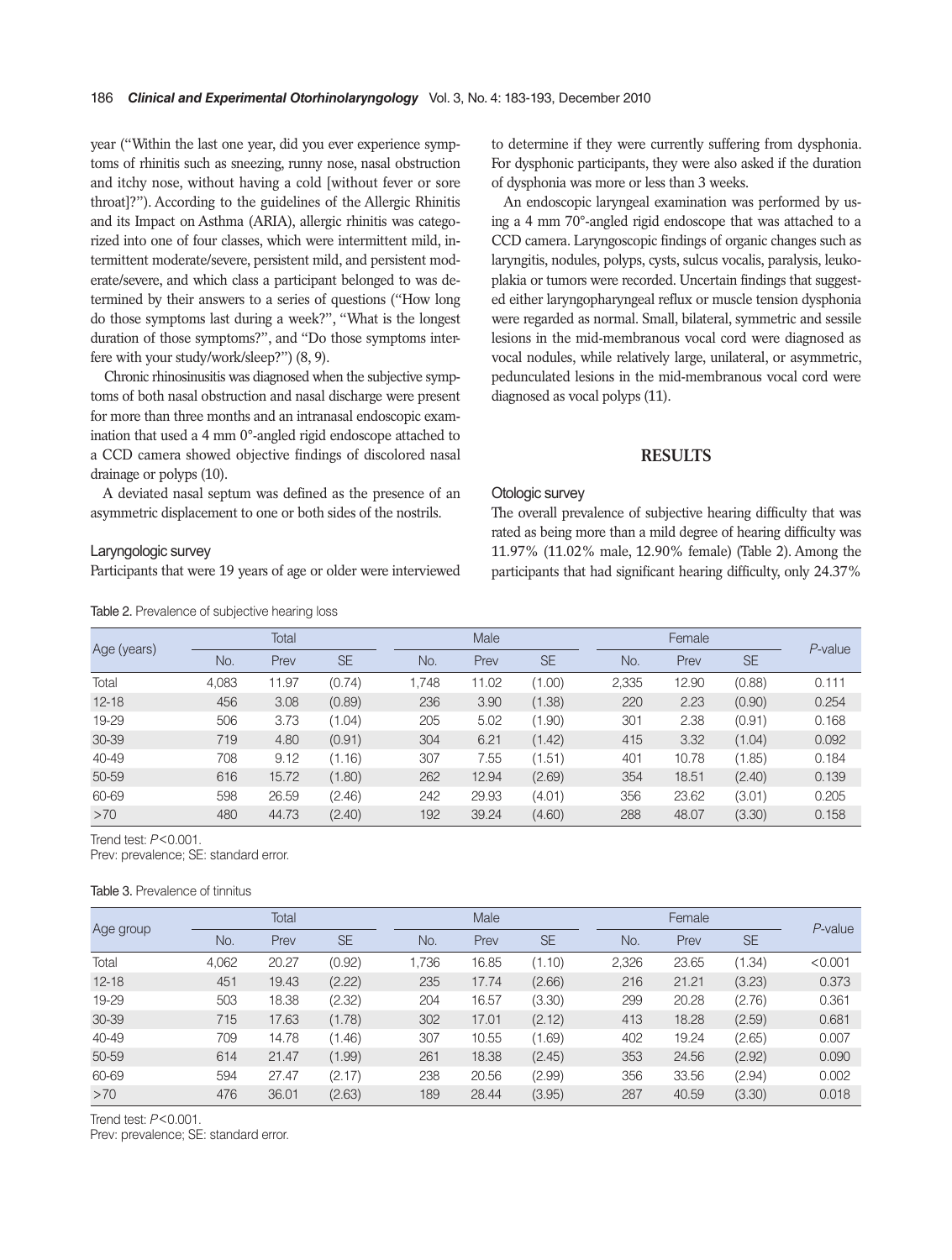year ("Within the last one year, did you ever experience symptoms of rhinitis such as sneezing, runny nose, nasal obstruction and itchy nose, without having a cold [without fever or sore throat]?"). According to the guidelines of the Allergic Rhinitis and its Impact on Asthma (ARIA), allergic rhinitis was categorized into one of four classes, which were intermittent mild, intermittent moderate/severe, persistent mild, and persistent moderate/severe, and which class a participant belonged to was determined by their answers to a series of questions ("How long do those symptoms last during a week?", "What is the longest duration of those symptoms?", and "Do those symptoms interfere with your study/work/sleep?") (8, 9).

Chronic rhinosinusitis was diagnosed when the subjective symptoms of both nasal obstruction and nasal discharge were present for more than three months and an intranasal endoscopic examination that used a 4 mm 0°-angled rigid endoscope attached to a CCD camera showed objective findings of discolored nasal drainage or polyps (10).

A deviated nasal septum was defined as the presence of an asymmetric displacement to one or both sides of the nostrils.

### Laryngologic survey

Participants that were 19 years of age or older were interviewed to determine if they were currently suffering from dysphonia. For dysphonic participants, they were also asked if the duration of dysphonia was more or less than 3 weeks.

An endoscopic laryngeal examination was performed by using a 4 mm 70°-angled rigid endoscope that was attached to a CCD camera. Laryngoscopic findings of organic changes such as laryngitis, nodules, polyps, cysts, sulcus vocalis, paralysis, leukoplakia or tumors were recorded. Uncertain findings that suggested either laryngopharyngeal reflux or muscle tension dysphonia were regarded as normal. Small, bilateral, symmetric and sessile lesions in the mid-membranous vocal cord were diagnosed as vocal nodules, while relatively large, unilateral, or asymmetric, pedunculated lesions in the mid-membranous vocal cord were diagnosed as vocal polyps (11).

## RESULTS

### Otologic survey

The overall prevalence of subjective hearing difficulty that was rated as being more than a mild degree of hearing difficulty was 11.97% (11.02% male, 12.90% female) (Table 2). Among the participants that had significant hearing difficulty, only 24.37%

Table 2. Prevalence of subjective hearing loss

| Age (years) | Total | | | Male | | | Female | | | *P*-value |
|---|---|---|---|---|---|---|---|---|---|---|
| | No. | Prev | SE | No. | Prev | SE | No. | Prev | SE | |
| Total | 4,083 | 11.97 | (0.74) | 1,748 | 11.02 | (1.00) | 2,335 | 12.90 | (0.88) | 0.111 |
| 12-18 | 456 | 3.08 | (0.89) | 236 | 3.90 | (1.38) | 220 | 2.23 | (0.90) | 0.254 |
| 19-29 | 506 | 3.73 | (1.04) | 205 | 5.02 | (1.90) | 301 | 2.38 | (0.91) | 0.168 |
| 30-39 | 719 | 4.80 | (0.91) | 304 | 6.21 | (1.42) | 415 | 3.32 | (1.04) | 0.092 |
| 40-49 | 708 | 9.12 | (1.16) | 307 | 7.55 | (1.51) | 401 | 10.78 | (1.85) | 0.184 |
| 50-59 | 616 | 15.72 | (1.80) | 262 | 12.94 | (2.69) | 354 | 18.51 | (2.40) | 0.139 |
| 60-69 | 598 | 26.59 | (2.46) | 242 | 29.93 | (4.01) | 356 | 23.62 | (3.01) | 0.205 |
| >70 | 480 | 44.73 | (2.40) | 192 | 39.24 | (4.60) | 288 | 48.07 | (3.30) | 0.158 |

Trend test: $P<0.001$.
Prev: prevalence; SE: standard error.

Table 3. Prevalence of tinnitus

| Age group | Total | | | Male | | | Female | | | *P*-value |
|---|---|---|---|---|---|---|---|---|---|---|
| | No. | Prev | SE | No. | Prev | SE | No. | Prev | SE | |
| Total | 4,062 | 20.27 | (0.92) | 1,736 | 16.85 | (1.10) | 2,326 | 23.65 | (1.34) | <0.001 |
| 12-18 | 451 | 19.43 | (2.22) | 235 | 17.74 | (2.66) | 216 | 21.21 | (3.23) | 0.373 |
| 19-29 | 503 | 18.38 | (2.32) | 204 | 16.57 | (3.30) | 299 | 20.28 | (2.76) | 0.361 |
| 30-39 | 715 | 17.63 | (1.78) | 302 | 17.01 | (2.12) | 413 | 18.28 | (2.59) | 0.681 |
| 40-49 | 709 | 14.78 | (1.46) | 307 | 10.55 | (1.69) | 402 | 19.24 | (2.65) | 0.007 |
| 50-59 | 614 | 21.47 | (1.99) | 261 | 18.38 | (2.45) | 353 | 24.56 | (2.92) | 0.090 |
| 60-69 | 594 | 27.47 | (2.17) | 238 | 20.56 | (2.99) | 356 | 33.56 | (2.94) | 0.002 |
| >70 | 476 | 36.01 | (2.63) | 189 | 28.44 | (3.95) | 287 | 40.59 | (3.30) | 0.018 |

Trend test: $P<0.001$.
Prev: prevalence; SE: standard error.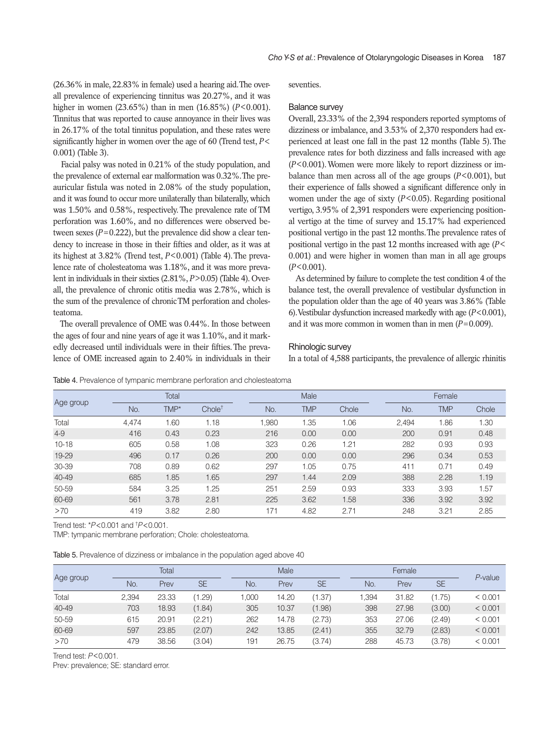(26.36% in male, 22.83% in female) used a hearing aid. The overall prevalence of experiencing tinnitus was 20.27%, and it was higher in women (23.65%) than in men (16.85%) ($P<0.001$). Tinnitus that was reported to cause annoyance in their lives was in 26.17% of the total tinnitus population, and these rates were significantly higher in women over the age of 60 (Trend test, $P<0.001$) (Table 3).

Facial palsy was noted in 0.21% of the study population, and the prevalence of external ear malformation was 0.32%. The preauricular fistula was noted in 2.08% of the study population, and it was found to occur more unilaterally than bilaterally, which was 1.50% and 0.58%, respectively. The prevalence rate of TM perforation was 1.60%, and no differences were observed between sexes ($P=0.222$), but the prevalence did show a clear tendency to increase in those in their fifties and older, as it was at its highest at 3.82% (Trend test, $P<0.001$) (Table 4). The prevalence rate of cholesteatoma was 1.18%, and it was more prevalent in individuals in their sixties (2.81%, $P>0.05$) (Table 4). Overall, the prevalence of chronic otitis media was 2.78%, which is the sum of the prevalence of chronic TM perforation and cholesteatoma.

The overall prevalence of OME was 0.44%. In those between the ages of four and nine years of age it was 1.10%, and it markedly decreased until individuals were in their fifties. The prevalence of OME increased again to 2.40% in individuals in their seventies.

### Balance survey

Overall, 23.33% of the 2,394 responders reported symptoms of dizziness or imbalance, and 3.53% of 2,370 responders had experienced at least one fall in the past 12 months (Table 5). The prevalence rates for both dizziness and falls increased with age ($P<0.001$). Women were more likely to report dizziness or imbalance than men across all of the age groups ($P<0.001$), but their experience of falls showed a significant difference only in women under the age of sixty ($P<0.05$). Regarding positional vertigo, 3.95% of 2,391 responders were experiencing positional vertigo at the time of survey and 15.17% had experienced positional vertigo in the past 12 months. The prevalence rates of positional vertigo in the past 12 months increased with age ($P<0.001$) and were higher in women than man in all age groups ($P<0.001$).

As determined by failure to complete the test condition 4 of the balance test, the overall prevalence of vestibular dysfunction in the population older than the age of 40 years was 3.86% (Table 6). Vestibular dysfunction increased markedly with age ($P<0.001$), and it was more common in women than in men ($P=0.009$).

### Rhinologic survey

In a total of 4,588 participants, the prevalence of allergic rhinitis

Table 4. Prevalence of tympanic membrane perforation and cholesteatoma

| Age group | Total | | | Male | | | Female | | |
|---|---|---|---|---|---|---|---|---|---|
| | No. | TMP* | Chole† | No. | TMP | Chole | No. | TMP | Chole |
| Total | 4,474 | 1.60 | 1.18 | 1,980 | 1.35 | 1.06 | 2,494 | 1.86 | 1.30 |
| 4-9 | 416 | 0.43 | 0.23 | 216 | 0.00 | 0.00 | 200 | 0.91 | 0.48 |
| 10-18 | 605 | 0.58 | 1.08 | 323 | 0.26 | 1.21 | 282 | 0.93 | 0.93 |
| 19-29 | 496 | 0.17 | 0.26 | 200 | 0.00 | 0.00 | 296 | 0.34 | 0.53 |
| 30-39 | 708 | 0.89 | 0.62 | 297 | 1.05 | 0.75 | 411 | 0.71 | 0.49 |
| 40-49 | 685 | 1.85 | 1.65 | 297 | 1.44 | 2.09 | 388 | 2.28 | 1.19 |
| 50-59 | 584 | 3.25 | 1.25 | 251 | 2.59 | 0.93 | 333 | 3.93 | 1.57 |
| 60-69 | 561 | 3.78 | 2.81 | 225 | 3.62 | 1.58 | 336 | 3.92 | 3.92 |
| >70 | 419 | 3.82 | 2.80 | 171 | 4.82 | 2.71 | 248 | 3.21 | 2.85 |

Trend test: *$P<0.001$ and †$P<0.001$.
TMP: tympanic membrane perforation; Chole: cholesteatoma.

Table 5. Prevalence of dizziness or imbalance in the population aged above 40

| Age group | Total | | | Male | | | Female | | | *P*-value |
|---|---|---|---|---|---|---|---|---|---|---|
| | No. | Prev | SE | No. | Prev | SE | No. | Prev | SE | |
| Total | 2,394 | 23.33 | (1.29) | 1,000 | 14.20 | (1.37) | 1,394 | 31.82 | (1.75) | < 0.001 |
| 40-49 | 703 | 18.93 | (1.84) | 305 | 10.37 | (1.98) | 398 | 27.98 | (3.00) | < 0.001 |
| 50-59 | 615 | 20.91 | (2.21) | 262 | 14.78 | (2.73) | 353 | 27.06 | (2.49) | < 0.001 |
| 60-69 | 597 | 23.85 | (2.07) | 242 | 13.85 | (2.41) | 355 | 32.79 | (2.83) | < 0.001 |
| >70 | 479 | 38.56 | (3.04) | 191 | 26.75 | (3.74) | 288 | 45.73 | (3.78) | < 0.001 |

Trend test: $P<0.001$.
Prev: prevalence; SE: standard error.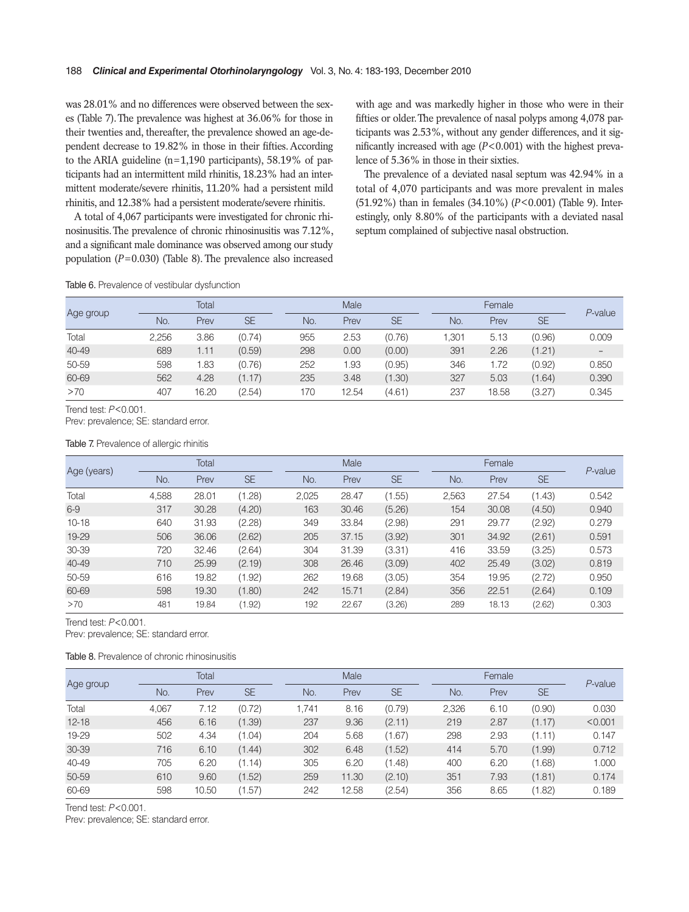was 28.01% and no differences were observed between the sexes (Table 7). The prevalence was highest at 36.06% for those in their twenties and, thereafter, the prevalence showed an age-dependent decrease to 19.82% in those in their fifties. According to the ARIA guideline (n=1,190 participants), 58.19% of participants had an intermittent mild rhinitis, 18.23% had an intermittent moderate/severe rhinitis, 11.20% had a persistent mild rhinitis, and 12.38% had a persistent moderate/severe rhinitis.

A total of 4,067 participants were investigated for chronic rhinosinusitis. The prevalence of chronic rhinosinusitis was 7.12%, and a significant male dominance was observed among our study population ($P$=0.030) (Table 8). The prevalence also increased with age and was markedly higher in those who were in their fifties or older. The prevalence of nasal polyps among 4,078 participants was 2.53%, without any gender differences, and it significantly increased with age ($P$<0.001) with the highest prevalence of 5.36% in those in their sixties.

The prevalence of a deviated nasal septum was 42.94% in a total of 4,070 participants and was more prevalent in males (51.92%) than in females (34.10%) ($P$<0.001) (Table 9). Interestingly, only 8.80% of the participants with a deviated nasal septum complained of subjective nasal obstruction.

Table 6. Prevalence of vestibular dysfunction

| Age group | Total | | | Male | | | Female | | | *P*-value |
|---|---|---|---|---|---|---|---|---|---|---|
| | No. | Prev | SE | No. | Prev | SE | No. | Prev | SE | |
| Total | 2,256 | 3.86 | (0.74) | 955 | 2.53 | (0.76) | 1,301 | 5.13 | (0.96) | 0.009 |
| 40-49 | 689 | 1.11 | (0.59) | 298 | 0.00 | (0.00) | 391 | 2.26 | (1.21) | – |
| 50-59 | 598 | 1.83 | (0.76) | 252 | 1.93 | (0.95) | 346 | 1.72 | (0.92) | 0.850 |
| 60-69 | 562 | 4.28 | (1.17) | 235 | 3.48 | (1.30) | 327 | 5.03 | (1.64) | 0.390 |
| >70 | 407 | 16.20 | (2.54) | 170 | 12.54 | (4.61) | 237 | 18.58 | (3.27) | 0.345 |

Trend test: $P$<0.001.
Prev: prevalence; SE: standard error.

Table 7. Prevalence of allergic rhinitis

| Age (years) | Total | | | Male | | | Female | | | *P*-value |
|---|---|---|---|---|---|---|---|---|---|---|
| | No. | Prev | SE | No. | Prev | SE | No. | Prev | SE | |
| Total | 4,588 | 28.01 | (1.28) | 2,025 | 28.47 | (1.55) | 2,563 | 27.54 | (1.43) | 0.542 |
| 6-9 | 317 | 30.28 | (4.20) | 163 | 30.46 | (5.26) | 154 | 30.08 | (4.50) | 0.940 |
| 10-18 | 640 | 31.93 | (2.28) | 349 | 33.84 | (2.98) | 291 | 29.77 | (2.92) | 0.279 |
| 19-29 | 506 | 36.06 | (2.62) | 205 | 37.15 | (3.92) | 301 | 34.92 | (2.61) | 0.591 |
| 30-39 | 720 | 32.46 | (2.64) | 304 | 31.39 | (3.31) | 416 | 33.59 | (3.25) | 0.573 |
| 40-49 | 710 | 25.99 | (2.19) | 308 | 26.46 | (3.09) | 402 | 25.49 | (3.02) | 0.819 |
| 50-59 | 616 | 19.82 | (1.92) | 262 | 19.68 | (3.05) | 354 | 19.95 | (2.72) | 0.950 |
| 60-69 | 598 | 19.30 | (1.80) | 242 | 15.71 | (2.84) | 356 | 22.51 | (2.64) | 0.109 |
| >70 | 481 | 19.84 | (1.92) | 192 | 22.67 | (3.26) | 289 | 18.13 | (2.62) | 0.303 |

Trend test: $P$<0.001.
Prev: prevalence; SE: standard error.

Table 8. Prevalence of chronic rhinosinusitis

| Age group | Total | | | Male | | | Female | | | *P*-value |
|---|---|---|---|---|---|---|---|---|---|---|
| | No. | Prev | SE | No. | Prev | SE | No. | Prev | SE | |
| Total | 4,067 | 7.12 | (0.72) | 1,741 | 8.16 | (0.79) | 2,326 | 6.10 | (0.90) | 0.030 |
| 12-18 | 456 | 6.16 | (1.39) | 237 | 9.36 | (2.11) | 219 | 2.87 | (1.17) | <0.001 |
| 19-29 | 502 | 4.34 | (1.04) | 204 | 5.68 | (1.67) | 298 | 2.93 | (1.11) | 0.147 |
| 30-39 | 716 | 6.10 | (1.44) | 302 | 6.48 | (1.52) | 414 | 5.70 | (1.99) | 0.712 |
| 40-49 | 705 | 6.20 | (1.14) | 305 | 6.20 | (1.48) | 400 | 6.20 | (1.68) | 1.000 |
| 50-59 | 610 | 9.60 | (1.52) | 259 | 11.30 | (2.10) | 351 | 7.93 | (1.81) | 0.174 |
| 60-69 | 598 | 10.50 | (1.57) | 242 | 12.58 | (2.54) | 356 | 8.65 | (1.82) | 0.189 |

Trend test: $P$<0.001.
Prev: prevalence; SE: standard error.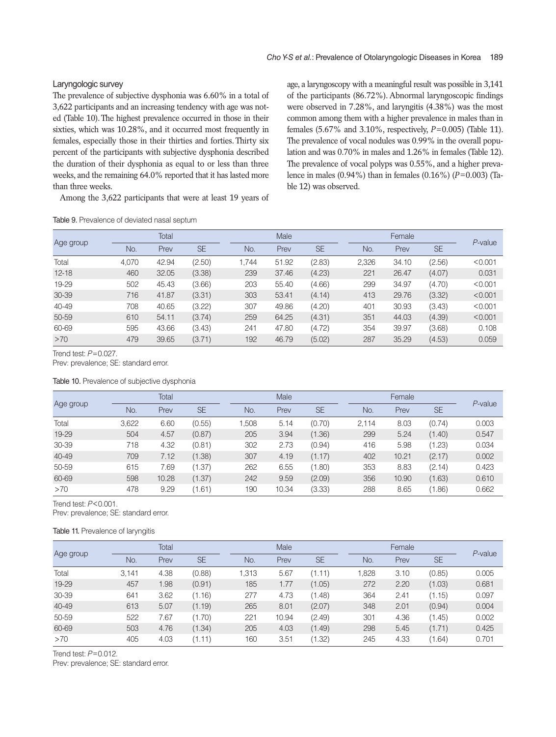### Laryngologic survey

The prevalence of subjective dysphonia was 6.60% in a total of 3,622 participants and an increasing tendency with age was noted (Table 10). The highest prevalence occurred in those in their sixties, which was 10.28%, and it occurred most frequently in females, especially those in their thirties and forties. Thirty six percent of the participants with subjective dysphonia described the duration of their dysphonia as equal to or less than three weeks, and the remaining 64.0% reported that it has lasted more than three weeks.

Among the 3,622 participants that were at least 19 years of age, a laryngoscopy with a meaningful result was possible in 3,141 of the participants (86.72%). Abnormal laryngoscopic findings were observed in 7.28%, and laryngitis (4.38%) was the most common among them with a higher prevalence in males than in females (5.67% and 3.10%, respectively, $P=0.005$) (Table 11). The prevalence of vocal nodules was 0.99% in the overall population and was 0.70% in males and 1.26% in females (Table 12). The prevalence of vocal polyps was 0.55%, and a higher prevalence in males (0.94%) than in females (0.16%) ($P=0.003$) (Table 12) was observed.

Table 9. Prevalence of deviated nasal septum

| Age group | Total | | | Male | | | Female | | | *P*-value |
|---|---|---|---|---|---|---|---|---|---|---|
| | No. | Prev | SE | No. | Prev | SE | No. | Prev | SE | |
| Total | 4,070 | 42.94 | (2.50) | 1,744 | 51.92 | (2.83) | 2,326 | 34.10 | (2.56) | <0.001 |
| 12-18 | 460 | 32.05 | (3.38) | 239 | 37.46 | (4.23) | 221 | 26.47 | (4.07) | 0.031 |
| 19-29 | 502 | 45.43 | (3.66) | 203 | 55.40 | (4.66) | 299 | 34.97 | (4.70) | <0.001 |
| 30-39 | 716 | 41.87 | (3.31) | 303 | 53.41 | (4.14) | 413 | 29.76 | (3.32) | <0.001 |
| 40-49 | 708 | 40.65 | (3.22) | 307 | 49.86 | (4.20) | 401 | 30.93 | (3.43) | <0.001 |
| 50-59 | 610 | 54.11 | (3.74) | 259 | 64.25 | (4.31) | 351 | 44.03 | (4.39) | <0.001 |
| 60-69 | 595 | 43.66 | (3.43) | 241 | 47.80 | (4.72) | 354 | 39.97 | (3.68) | 0.108 |
| >70 | 479 | 39.65 | (3.71) | 192 | 46.79 | (5.02) | 287 | 35.29 | (4.53) | 0.059 |

Trend test: $P=0.027$.
Prev: prevalence; SE: standard error.

Table 10. Prevalence of subjective dysphonia

| Age group | Total | | | Male | | | Female | | | *P*-value |
|---|---|---|---|---|---|---|---|---|---|---|
| | No. | Prev | SE | No. | Prev | SE | No. | Prev | SE | |
| Total | 3,622 | 6.60 | (0.55) | 1,508 | 5.14 | (0.70) | 2,114 | 8.03 | (0.74) | 0.003 |
| 19-29 | 504 | 4.57 | (0.87) | 205 | 3.94 | (1.36) | 299 | 5.24 | (1.40) | 0.547 |
| 30-39 | 718 | 4.32 | (0.81) | 302 | 2.73 | (0.94) | 416 | 5.98 | (1.23) | 0.034 |
| 40-49 | 709 | 7.12 | (1.38) | 307 | 4.19 | (1.17) | 402 | 10.21 | (2.17) | 0.002 |
| 50-59 | 615 | 7.69 | (1.37) | 262 | 6.55 | (1.80) | 353 | 8.83 | (2.14) | 0.423 |
| 60-69 | 598 | 10.28 | (1.37) | 242 | 9.59 | (2.09) | 356 | 10.90 | (1.63) | 0.610 |
| >70 | 478 | 9.29 | (1.61) | 190 | 10.34 | (3.33) | 288 | 8.65 | (1.86) | 0.662 |

Trend test: $P<0.001$.
Prev: prevalence; SE: standard error.

Table 11. Prevalence of laryngitis

| Age group | Total | | | Male | | | Female | | | *P*-value |
|---|---|---|---|---|---|---|---|---|---|---|
| | No. | Prev | SE | No. | Prev | SE | No. | Prev | SE | |
| Total | 3,141 | 4.38 | (0.88) | 1,313 | 5.67 | (1.11) | 1,828 | 3.10 | (0.85) | 0.005 |
| 19-29 | 457 | 1.98 | (0.91) | 185 | 1.77 | (1.05) | 272 | 2.20 | (1.03) | 0.681 |
| 30-39 | 641 | 3.62 | (1.16) | 277 | 4.73 | (1.48) | 364 | 2.41 | (1.15) | 0.097 |
| 40-49 | 613 | 5.07 | (1.19) | 265 | 8.01 | (2.07) | 348 | 2.01 | (0.94) | 0.004 |
| 50-59 | 522 | 7.67 | (1.70) | 221 | 10.94 | (2.49) | 301 | 4.36 | (1.45) | 0.002 |
| 60-69 | 503 | 4.76 | (1.34) | 205 | 4.03 | (1.49) | 298 | 5.45 | (1.71) | 0.425 |
| >70 | 405 | 4.03 | (1.11) | 160 | 3.51 | (1.32) | 245 | 4.33 | (1.64) | 0.701 |

Trend test: $P=0.012$.
Prev: prevalence; SE: standard error.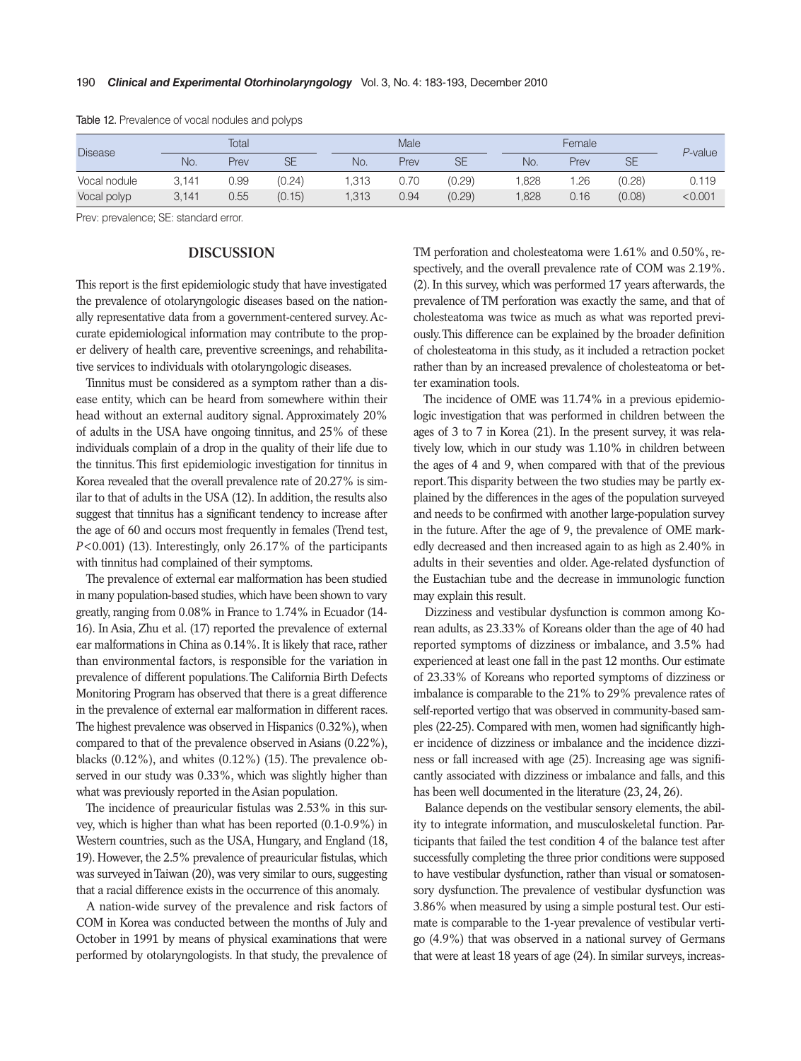Table 12. Prevalence of vocal nodules and polyps

| Disease | Total | | | Male | | | Female | | | *P*-value |
|---|---|---|---|---|---|---|---|---|---|---|
| | No. | Prev | SE | No. | Prev | SE | No. | Prev | SE | |
| Vocal nodule | 3,141 | 0.99 | (0.24) | 1,313 | 0.70 | (0.29) | 1,828 | 1.26 | (0.28) | 0.119 |
| Vocal polyp | 3,141 | 0.55 | (0.15) | 1,313 | 0.94 | (0.29) | 1,828 | 0.16 | (0.08) | <0.001 |

Prev: prevalence; SE: standard error.

## DISCUSSION

This report is the first epidemiologic study that have investigated the prevalence of otolaryngologic diseases based on the nationally representative data from a government-centered survey. Accurate epidemiological information may contribute to the proper delivery of health care, preventive screenings, and rehabilitative services to individuals with otolaryngologic diseases.

Tinnitus must be considered as a symptom rather than a disease entity, which can be heard from somewhere within their head without an external auditory signal. Approximately 20% of adults in the USA have ongoing tinnitus, and 25% of these individuals complain of a drop in the quality of their life due to the tinnitus. This first epidemiologic investigation for tinnitus in Korea revealed that the overall prevalence rate of 20.27% is similar to that of adults in the USA (12). In addition, the results also suggest that tinnitus has a significant tendency to increase after the age of 60 and occurs most frequently in females (Trend test, $P<0.001$) (13). Interestingly, only 26.17% of the participants with tinnitus had complained of their symptoms.

The prevalence of external ear malformation has been studied in many population-based studies, which have been shown to vary greatly, ranging from 0.08% in France to 1.74% in Ecuador (14-16). In Asia, Zhu et al. (17) reported the prevalence of external ear malformations in China as 0.14%. It is likely that race, rather than environmental factors, is responsible for the variation in prevalence of different populations. The California Birth Defects Monitoring Program has observed that there is a great difference in the prevalence of external ear malformation in different races. The highest prevalence was observed in Hispanics (0.32%), when compared to that of the prevalence observed in Asians (0.22%), blacks (0.12%), and whites (0.12%) (15). The prevalence observed in our study was 0.33%, which was slightly higher than what was previously reported in the Asian population.

The incidence of preauricular fistulas was 2.53% in this survey, which is higher than what has been reported (0.1-0.9%) in Western countries, such as the USA, Hungary, and England (18, 19). However, the 2.5% prevalence of preauricular fistulas, which was surveyed in Taiwan (20), was very similar to ours, suggesting that a racial difference exists in the occurrence of this anomaly.

A nation-wide survey of the prevalence and risk factors of COM in Korea was conducted between the months of July and October in 1991 by means of physical examinations that were performed by otolaryngologists. In that study, the prevalence of TM perforation and cholesteatoma were 1.61% and 0.50%, respectively, and the overall prevalence rate of COM was 2.19%. (2). In this survey, which was performed 17 years afterwards, the prevalence of TM perforation was exactly the same, and that of cholesteatoma was twice as much as what was reported previously. This difference can be explained by the broader definition of cholesteatoma in this study, as it included a retraction pocket rather than by an increased prevalence of cholesteatoma or better examination tools.

The incidence of OME was 11.74% in a previous epidemiologic investigation that was performed in children between the ages of 3 to 7 in Korea (21). In the present survey, it was relatively low, which in our study was 1.10% in children between the ages of 4 and 9, when compared with that of the previous report. This disparity between the two studies may be partly explained by the differences in the ages of the population surveyed and needs to be confirmed with another large-population survey in the future. After the age of 9, the prevalence of OME markedly decreased and then increased again to as high as 2.40% in adults in their seventies and older. Age-related dysfunction of the Eustachian tube and the decrease in immunologic function may explain this result.

Dizziness and vestibular dysfunction is common among Korean adults, as 23.33% of Koreans older than the age of 40 had reported symptoms of dizziness or imbalance, and 3.5% had experienced at least one fall in the past 12 months. Our estimate of 23.33% of Koreans who reported symptoms of dizziness or imbalance is comparable to the 21% to 29% prevalence rates of self-reported vertigo that was observed in community-based samples (22-25). Compared with men, women had significantly higher incidence of dizziness or imbalance and the incidence dizziness or fall increased with age (25). Increasing age was significantly associated with dizziness or imbalance and falls, and this has been well documented in the literature (23, 24, 26).

Balance depends on the vestibular sensory elements, the ability to integrate information, and musculoskeletal function. Participants that failed the test condition 4 of the balance test after successfully completing the three prior conditions were supposed to have vestibular dysfunction, rather than visual or somatosensory dysfunction. The prevalence of vestibular dysfunction was 3.86% when measured by using a simple postural test. Our estimate is comparable to the 1-year prevalence of vestibular vertigo (4.9%) that was observed in a national survey of Germans that were at least 18 years of age (24). In similar surveys, increas-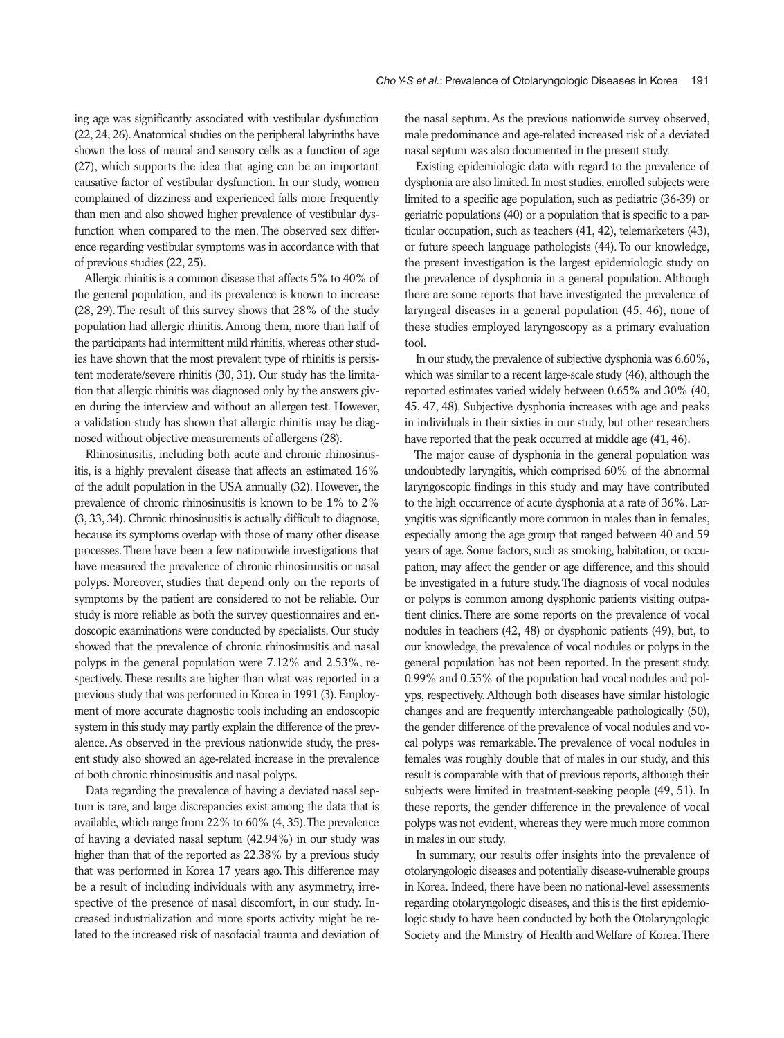ing age was significantly associated with vestibular dysfunction (22, 24, 26). Anatomical studies on the peripheral labyrinths have shown the loss of neural and sensory cells as a function of age (27), which supports the idea that aging can be an important causative factor of vestibular dysfunction. In our study, women complained of dizziness and experienced falls more frequently than men and also showed higher prevalence of vestibular dysfunction when compared to the men. The observed sex difference regarding vestibular symptoms was in accordance with that of previous studies (22, 25).

Allergic rhinitis is a common disease that affects 5% to 40% of the general population, and its prevalence is known to increase (28, 29). The result of this survey shows that 28% of the study population had allergic rhinitis. Among them, more than half of the participants had intermittent mild rhinitis, whereas other studies have shown that the most prevalent type of rhinitis is persistent moderate/severe rhinitis (30, 31). Our study has the limitation that allergic rhinitis was diagnosed only by the answers given during the interview and without an allergen test. However, a validation study has shown that allergic rhinitis may be diagnosed without objective measurements of allergens (28).

Rhinosinusitis, including both acute and chronic rhinosinusitis, is a highly prevalent disease that affects an estimated 16% of the adult population in the USA annually (32). However, the prevalence of chronic rhinosinusitis is known to be 1% to 2% (3, 33, 34). Chronic rhinosinusitis is actually difficult to diagnose, because its symptoms overlap with those of many other disease processes. There have been a few nationwide investigations that have measured the prevalence of chronic rhinosinusitis or nasal polyps. Moreover, studies that depend only on the reports of symptoms by the patient are considered to not be reliable. Our study is more reliable as both the survey questionnaires and endoscopic examinations were conducted by specialists. Our study showed that the prevalence of chronic rhinosinusitis and nasal polyps in the general population were 7.12% and 2.53%, respectively. These results are higher than what was reported in a previous study that was performed in Korea in 1991 (3). Employment of more accurate diagnostic tools including an endoscopic system in this study may partly explain the difference of the prevalence. As observed in the previous nationwide study, the present study also showed an age-related increase in the prevalence of both chronic rhinosinusitis and nasal polyps.

Data regarding the prevalence of having a deviated nasal septum is rare, and large discrepancies exist among the data that is available, which range from 22% to 60% (4, 35). The prevalence of having a deviated nasal septum (42.94%) in our study was higher than that of the reported as 22.38% by a previous study that was performed in Korea 17 years ago. This difference may be a result of including individuals with any asymmetry, irrespective of the presence of nasal discomfort, in our study. Increased industrialization and more sports activity might be related to the increased risk of nasofacial trauma and deviation of the nasal septum. As the previous nationwide survey observed, male predominance and age-related increased risk of a deviated nasal septum was also documented in the present study.

Existing epidemiologic data with regard to the prevalence of dysphonia are also limited. In most studies, enrolled subjects were limited to a specific age population, such as pediatric (36-39) or geriatric populations (40) or a population that is specific to a particular occupation, such as teachers (41, 42), telemarketers (43), or future speech language pathologists (44). To our knowledge, the present investigation is the largest epidemiologic study on the prevalence of dysphonia in a general population. Although there are some reports that have investigated the prevalence of laryngeal diseases in a general population (45, 46), none of these studies employed laryngoscopy as a primary evaluation tool.

In our study, the prevalence of subjective dysphonia was 6.60%, which was similar to a recent large-scale study (46), although the reported estimates varied widely between 0.65% and 30% (40, 45, 47, 48). Subjective dysphonia increases with age and peaks in individuals in their sixties in our study, but other researchers have reported that the peak occurred at middle age (41, 46).

The major cause of dysphonia in the general population was undoubtedly laryngitis, which comprised 60% of the abnormal laryngoscopic findings in this study and may have contributed to the high occurrence of acute dysphonia at a rate of 36%. Laryngitis was significantly more common in males than in females, especially among the age group that ranged between 40 and 59 years of age. Some factors, such as smoking, habitation, or occupation, may affect the gender or age difference, and this should be investigated in a future study. The diagnosis of vocal nodules or polyps is common among dysphonic patients visiting outpatient clinics. There are some reports on the prevalence of vocal nodules in teachers (42, 48) or dysphonic patients (49), but, to our knowledge, the prevalence of vocal nodules or polyps in the general population has not been reported. In the present study, 0.99% and 0.55% of the population had vocal nodules and polyps, respectively. Although both diseases have similar histologic changes and are frequently interchangeable pathologically (50), the gender difference of the prevalence of vocal nodules and vocal polyps was remarkable. The prevalence of vocal nodules in females was roughly double that of males in our study, and this result is comparable with that of previous reports, although their subjects were limited in treatment-seeking people (49, 51). In these reports, the gender difference in the prevalence of vocal polyps was not evident, whereas they were much more common in males in our study.

In summary, our results offer insights into the prevalence of otolaryngologic diseases and potentially disease-vulnerable groups in Korea. Indeed, there have been no national-level assessments regarding otolaryngologic diseases, and this is the first epidemiologic study to have been conducted by both the Otolaryngologic Society and the Ministry of Health and Welfare of Korea. There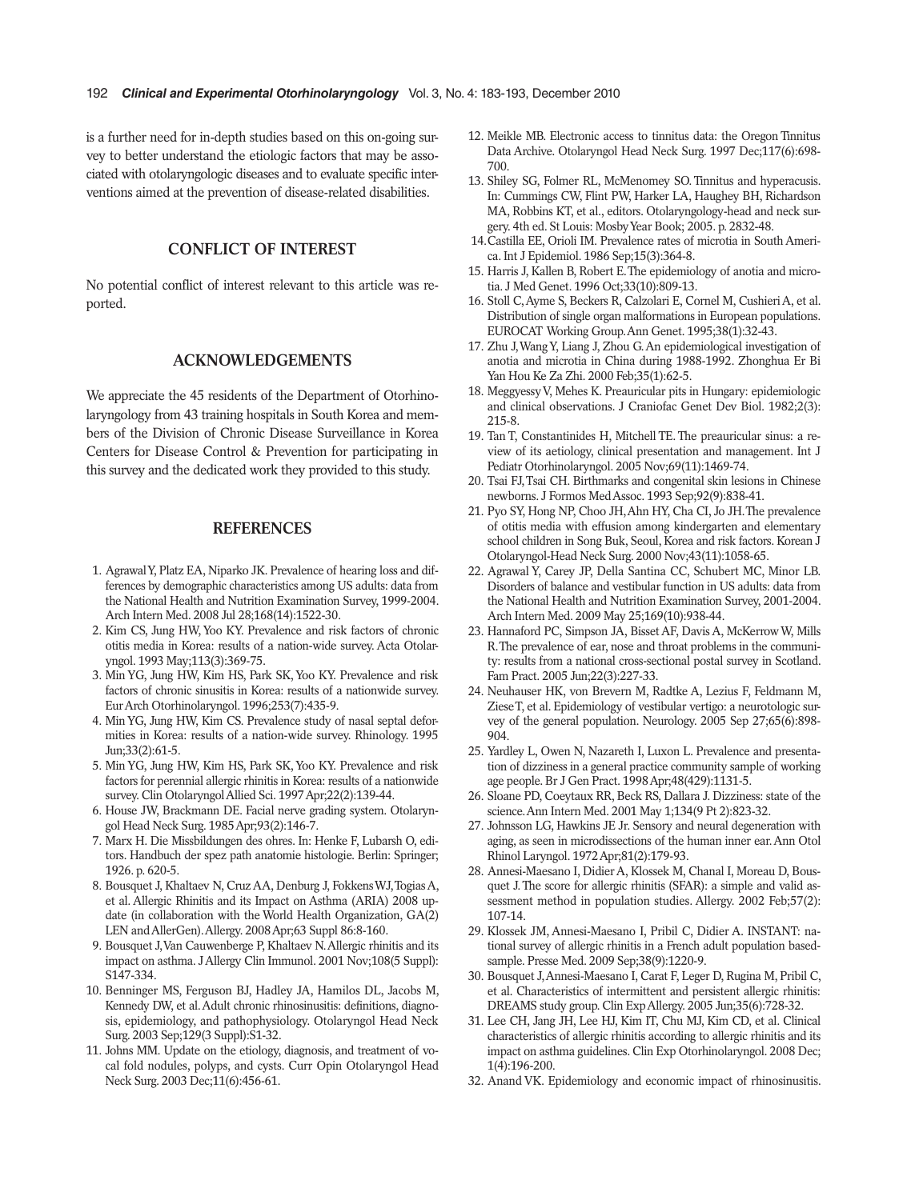is a further need for in-depth studies based on this on-going survey to better understand the etiologic factors that may be associated with otolaryngologic diseases and to evaluate specific interventions aimed at the prevention of disease-related disabilities.

## CONFLICT OF INTEREST

No potential conflict of interest relevant to this article was reported.

## ACKNOWLEDGEMENTS

We appreciate the 45 residents of the Department of Otorhinolaryngology from 43 training hospitals in South Korea and members of the Division of Chronic Disease Surveillance in Korea Centers for Disease Control & Prevention for participating in this survey and the dedicated work they provided to this study.

## REFERENCES

1. Agrawal Y, Platz EA, Niparko JK. Prevalence of hearing loss and differences by demographic characteristics among US adults: data from the National Health and Nutrition Examination Survey, 1999-2004. Arch Intern Med. 2008 Jul 28;168(14):1522-30.
2. Kim CS, Jung HW, Yoo KY. Prevalence and risk factors of chronic otitis media in Korea: results of a nation-wide survey. Acta Otolaryngol. 1993 May;113(3):369-75.
3. Min YG, Jung HW, Kim HS, Park SK, Yoo KY. Prevalence and risk factors of chronic sinusitis in Korea: results of a nationwide survey. Eur Arch Otorhinolaryngol. 1996;253(7):435-9.
4. Min YG, Jung HW, Kim CS. Prevalence study of nasal septal deformities in Korea: results of a nation-wide survey. Rhinology. 1995 Jun;33(2):61-5.
5. Min YG, Jung HW, Kim HS, Park SK, Yoo KY. Prevalence and risk factors for perennial allergic rhinitis in Korea: results of a nationwide survey. Clin Otolaryngol Allied Sci. 1997 Apr;22(2):139-44.
6. House JW, Brackmann DE. Facial nerve grading system. Otolaryngol Head Neck Surg. 1985 Apr;93(2):146-7.
7. Marx H. Die Missbildungen des ohres. In: Henke F, Lubarsh O, editors. Handbuch der spez path anatomie histologie. Berlin: Springer; 1926. p. 620-5.
8. Bousquet J, Khaltaev N, Cruz AA, Denburg J, Fokkens WJ, Togias A, et al. Allergic Rhinitis and its Impact on Asthma (ARIA) 2008 update (in collaboration with the World Health Organization, GA(2) LEN and AllerGen). Allergy. 2008 Apr;63 Suppl 86:8-160.
9. Bousquet J, Van Cauwenberge P, Khaltaev N. Allergic rhinitis and its impact on asthma. J Allergy Clin Immunol. 2001 Nov;108(5 Suppl): S147-334.
10. Benninger MS, Ferguson BJ, Hadley JA, Hamilos DL, Jacobs M, Kennedy DW, et al. Adult chronic rhinosinusitis: definitions, diagnosis, epidemiology, and pathophysiology. Otolaryngol Head Neck Surg. 2003 Sep;129(3 Suppl):S1-32.
11. Johns MM. Update on the etiology, diagnosis, and treatment of vocal fold nodules, polyps, and cysts. Curr Opin Otolaryngol Head Neck Surg. 2003 Dec;11(6):456-61.
12. Meikle MB. Electronic access to tinnitus data: the Oregon Tinnitus Data Archive. Otolaryngol Head Neck Surg. 1997 Dec;117(6):698-700.
13. Shiley SG, Folmer RL, McMenomey SO. Tinnitus and hyperacusis. In: Cummings CW, Flint PW, Harker LA, Haughey BH, Richardson MA, Robbins KT, et al., editors. Otolaryngology-head and neck surgery. 4th ed. St Louis: Mosby Year Book; 2005. p. 2832-48.
14. Castilla EE, Orioli IM. Prevalence rates of microtia in South America. Int J Epidemiol. 1986 Sep;15(3):364-8.
15. Harris J, Kallen B, Robert E. The epidemiology of anotia and microtia. J Med Genet. 1996 Oct;33(10):809-13.
16. Stoll C, Ayme S, Beckers R, Calzolari E, Cornel M, Cushieri A, et al. Distribution of single organ malformations in European populations. EUROCAT Working Group. Ann Genet. 1995;38(1):32-43.
17. Zhu J, Wang Y, Liang J, Zhou G. An epidemiological investigation of anotia and microtia in China during 1988-1992. Zhonghua Er Bi Yan Hou Ke Za Zhi. 2000 Feb;35(1):62-5.
18. Meggyessy V, Mehes K. Preauricular pits in Hungary: epidemiologic and clinical observations. J Craniofac Genet Dev Biol. 1982;2(3): 215-8.
19. Tan T, Constantinides H, Mitchell TE. The preauricular sinus: a review of its aetiology, clinical presentation and management. Int J Pediatr Otorhinolaryngol. 2005 Nov;69(11):1469-74.
20. Tsai FJ, Tsai CH. Birthmarks and congenital skin lesions in Chinese newborns. J Formos Med Assoc. 1993 Sep;92(9):838-41.
21. Pyo SY, Hong NP, Choo JH, Ahn HY, Cha CI, Jo JH. The prevalence of otitis media with effusion among kindergarten and elementary school children in Song Buk, Seoul, Korea and risk factors. Korean J Otolaryngol-Head Neck Surg. 2000 Nov;43(11):1058-65.
22. Agrawal Y, Carey JP, Della Santina CC, Schubert MC, Minor LB. Disorders of balance and vestibular function in US adults: data from the National Health and Nutrition Examination Survey, 2001-2004. Arch Intern Med. 2009 May 25;169(10):938-44.
23. Hannaford PC, Simpson JA, Bisset AF, Davis A, McKerrow W, Mills R. The prevalence of ear, nose and throat problems in the community: results from a national cross-sectional postal survey in Scotland. Fam Pract. 2005 Jun;22(3):227-33.
24. Neuhauser HK, von Brevern M, Radtke A, Lezius F, Feldmann M, Ziese T, et al. Epidemiology of vestibular vertigo: a neurotologic survey of the general population. Neurology. 2005 Sep 27;65(6):898-904.
25. Yardley L, Owen N, Nazareth I, Luxon L. Prevalence and presentation of dizziness in a general practice community sample of working age people. Br J Gen Pract. 1998 Apr;48(429):1131-5.
26. Sloane PD, Coeytaux RR, Beck RS, Dallara J. Dizziness: state of the science. Ann Intern Med. 2001 May 1;134(9 Pt 2):823-32.
27. Johnsson LG, Hawkins JE Jr. Sensory and neural degeneration with aging, as seen in microdissections of the human inner ear. Ann Otol Rhinol Laryngol. 1972 Apr;81(2):179-93.
28. Annesi-Maesano I, Didier A, Klossek M, Chanal I, Moreau D, Bousquet J. The score for allergic rhinitis (SFAR): a simple and valid assessment method in population studies. Allergy. 2002 Feb;57(2): 107-14.
29. Klossek JM, Annesi-Maesano I, Pribil C, Didier A. INSTANT: national survey of allergic rhinitis in a French adult population based-sample. Presse Med. 2009 Sep;38(9):1220-9.
30. Bousquet J, Annesi-Maesano I, Carat F, Leger D, Rugina M, Pribil C, et al. Characteristics of intermittent and persistent allergic rhinitis: DREAMS study group. Clin Exp Allergy. 2005 Jun;35(6):728-32.
31. Lee CH, Jang JH, Lee HJ, Kim IT, Chu MJ, Kim CD, et al. Clinical characteristics of allergic rhinitis according to allergic rhinitis and its impact on asthma guidelines. Clin Exp Otorhinolaryngol. 2008 Dec; 1(4):196-200.
32. Anand VK. Epidemiology and economic impact of rhinosinusitis.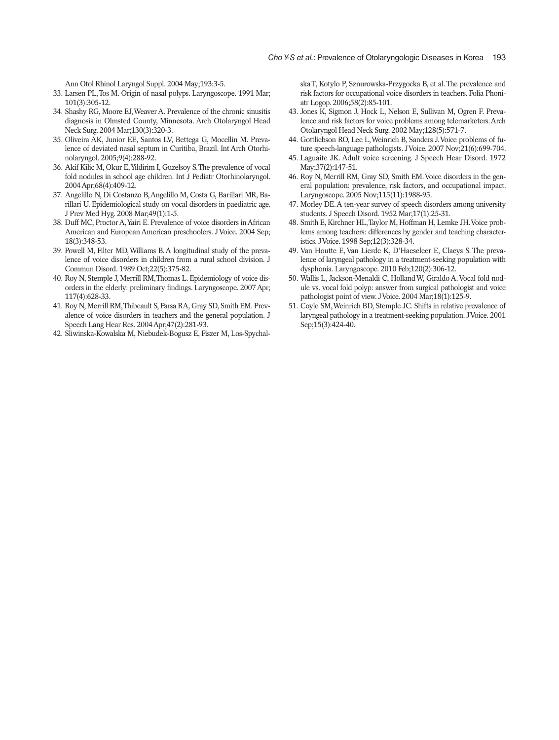Ann Otol Rhinol Laryngol Suppl. 2004 May;193:3-5.

33. Larsen PL, Tos M. Origin of nasal polyps. Laryngoscope. 1991 Mar; 101(3):305-12.
34. Shashy RG, Moore EJ, Weaver A. Prevalence of the chronic sinusitis diagnosis in Olmsted County, Minnesota. Arch Otolaryngol Head Neck Surg. 2004 Mar;130(3):320-3.
35. Oliveira AK, Junior EE, Santos LV, Bettega G, Mocellin M. Prevalence of deviated nasal septum in Curitiba, Brazil. Int Arch Otorhinolaryngol. 2005;9(4):288-92.
36. Akif Kilic M, Okur E, Yildirim I, Guzelsoy S. The prevalence of vocal fold nodules in school age children. Int J Pediatr Otorhinolaryngol. 2004 Apr;68(4):409-12.
37. Angelillo N, Di Costanzo B, Angelillo M, Costa G, Barillari MR, Barillari U. Epidemiological study on vocal disorders in paediatric age. J Prev Med Hyg. 2008 Mar;49(1):1-5.
38. Duff MC, Proctor A, Yairi E. Prevalence of voice disorders in African American and European American preschoolers. J Voice. 2004 Sep; 18(3):348-53.
39. Powell M, Filter MD, Williams B. A longitudinal study of the prevalence of voice disorders in children from a rural school division. J Commun Disord. 1989 Oct;22(5):375-82.
40. Roy N, Stemple J, Merrill RM, Thomas L. Epidemiology of voice disorders in the elderly: preliminary findings. Laryngoscope. 2007 Apr; 117(4):628-33.
41. Roy N, Merrill RM, Thibeault S, Parsa RA, Gray SD, Smith EM. Prevalence of voice disorders in teachers and the general population. J Speech Lang Hear Res. 2004 Apr;47(2):281-93.
42. Sliwinska-Kowalska M, Niebudek-Bogusz E, Fiszer M, Los-Spychalska T, Kotylo P, Sznurowska-Przygocka B, et al. The prevalence and risk factors for occupational voice disorders in teachers. Folia Phoniatr Logop. 2006;58(2):85-101.
43. Jones K, Sigmon J, Hock L, Nelson E, Sullivan M, Ogren F. Prevalence and risk factors for voice problems among telemarketers. Arch Otolaryngol Head Neck Surg. 2002 May;128(5):571-7.
44. Gottliebson RO, Lee L, Weinrich B, Sanders J. Voice problems of future speech-language pathologists. J Voice. 2007 Nov;21(6):699-704.
45. Laguaite JK. Adult voice screening. J Speech Hear Disord. 1972 May;37(2):147-51.
46. Roy N, Merrill RM, Gray SD, Smith EM. Voice disorders in the general population: prevalence, risk factors, and occupational impact. Laryngoscope. 2005 Nov;115(11):1988-95.
47. Morley DE. A ten-year survey of speech disorders among university students. J Speech Disord. 1952 Mar;17(1):25-31.
48. Smith E, Kirchner HL, Taylor M, Hoffman H, Lemke JH. Voice problems among teachers: differences by gender and teaching characteristics. J Voice. 1998 Sep;12(3):328-34.
49. Van Houtte E, Van Lierde K, D'Haeseleer E, Claeys S. The prevalence of laryngeal pathology in a treatment-seeking population with dysphonia. Laryngoscope. 2010 Feb;120(2):306-12.
50. Wallis L, Jackson-Menaldi C, Holland W, Giraldo A. Vocal fold nodule vs. vocal fold polyp: answer from surgical pathologist and voice pathologist point of view. J Voice. 2004 Mar;18(1):125-9.
51. Coyle SM, Weinrich BD, Stemple JC. Shifts in relative prevalence of laryngeal pathology in a treatment-seeking population. J Voice. 2001 Sep;15(3):424-40.